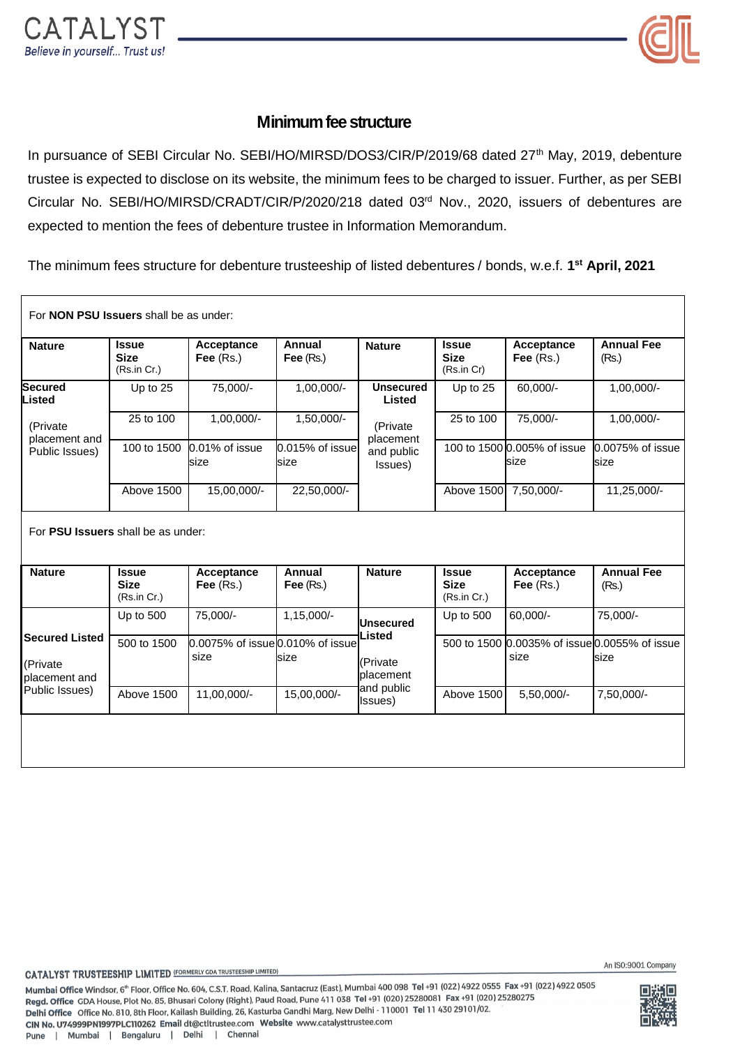# Minimum fee structure

In pursuance of SEBI Circular No. SEBI/HO/MIRSD/DOS3/CIR/P/2019/68 dated 27th May, 2019, debenture trustee is expected to disclose on its website, the minimum fees to be charged to issuer. Further, as per SEBI Circular No. SEBI/HO/MIRSD/CRADT/CIR/P/2020/218 dated 03rd Nov., 2020, issuers of debentures are expected to mention the fees of debenture trustee in Information Memorandum.

The minimum fees structure for debenture trusteeship of listed debentures / bonds, w.e.f. **1st April, 2021**

For **NON PSU Issuers** shall be as under:

| **Nature** | **Issue Size** (Rs.in Cr.) | **Acceptance Fee** (Rs.) | **Annual Fee** (Rs.) | **Nature** | **Issue Size** (Rs.in Cr) | **Acceptance Fee** (Rs.) | **Annual Fee** (Rs.) |
|---|---|---|---|---|---|---|---|
| **Secured Listed** (Private placement and Public Issues) | Up to 25 | 75,000/- | 1,00,000/- | **Unsecured Listed** (Private placement and public Issues) | Up to 25 | 60,000/- | 1,00,000/- |
| | 25 to 100 | 1,00,000/- | 1,50,000/- | | 25 to 100 | 75,000/- | 1,00,000/- |
| | 100 to 1500 | 0.01% of issue size | 0.015% of issue size | | 100 to 1500 | 0.005% of issue size | 0.0075% of issue size |
| | Above 1500 | 15,00,000/- | 22,50,000/- | | Above 1500 | 7,50,000/- | 11,25,000/- |

For **PSU Issuers** shall be as under:

| **Nature** | **Issue Size** (Rs.in Cr.) | **Acceptance Fee** (Rs.) | **Annual Fee** (Rs.) | **Nature** | **Issue Size** (Rs.in Cr.) | **Acceptance Fee** (Rs.) | **Annual Fee** (Rs.) |
|---|---|---|---|---|---|---|---|
| **Secured Listed** (Private placement and Public Issues) | Up to 500 | 75,000/- | 1,15,000/- | **Unsecured Listed** (Private placement and public Issues) | Up to 500 | 60,000/- | 75,000/- |
| | 500 to 1500 | 0.0075% of issue size | 0.010% of issue size | | 500 to 1500 | 0.0035% of issue size | 0.0055% of issue size |
| | Above 1500 | 11,00,000/- | 15,00,000/- | | Above 1500 | 5,50,000/- | 7,50,000/- |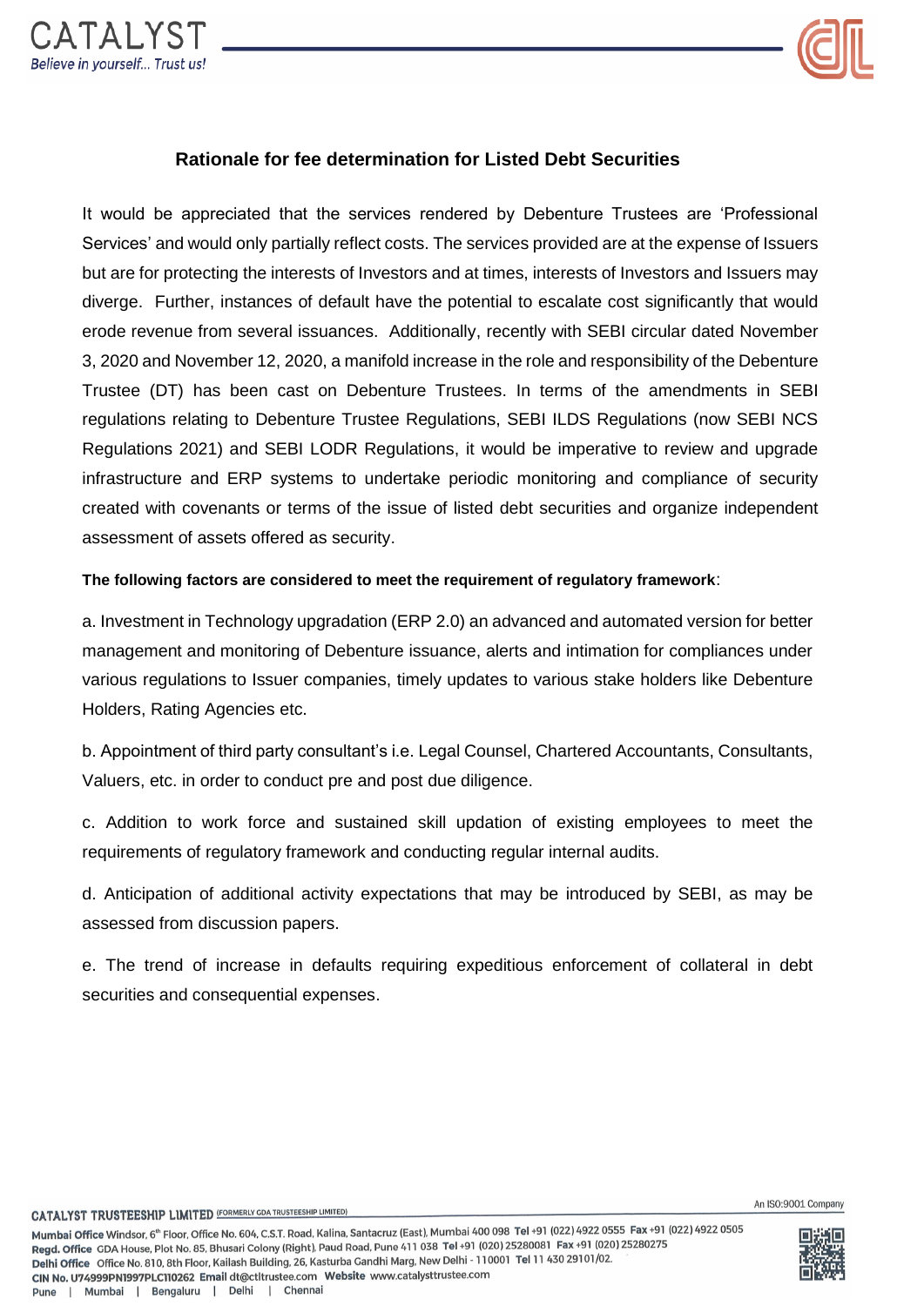## Rationale for fee determination for Listed Debt Securities

It would be appreciated that the services rendered by Debenture Trustees are 'Professional Services' and would only partially reflect costs. The services provided are at the expense of Issuers but are for protecting the interests of Investors and at times, interests of Investors and Issuers may diverge. Further, instances of default have the potential to escalate cost significantly that would erode revenue from several issuances. Additionally, recently with SEBI circular dated November 3, 2020 and November 12, 2020, a manifold increase in the role and responsibility of the Debenture Trustee (DT) has been cast on Debenture Trustees. In terms of the amendments in SEBI regulations relating to Debenture Trustee Regulations, SEBI ILDS Regulations (now SEBI NCS Regulations 2021) and SEBI LODR Regulations, it would be imperative to review and upgrade infrastructure and ERP systems to undertake periodic monitoring and compliance of security created with covenants or terms of the issue of listed debt securities and organize independent assessment of assets offered as security.

**The following factors are considered to meet the requirement of regulatory framework**:

a. Investment in Technology upgradation (ERP 2.0) an advanced and automated version for better management and monitoring of Debenture issuance, alerts and intimation for compliances under various regulations to Issuer companies, timely updates to various stake holders like Debenture Holders, Rating Agencies etc.

b. Appointment of third party consultant's i.e. Legal Counsel, Chartered Accountants, Consultants, Valuers, etc. in order to conduct pre and post due diligence.

c. Addition to work force and sustained skill updation of existing employees to meet the requirements of regulatory framework and conducting regular internal audits.

d. Anticipation of additional activity expectations that may be introduced by SEBI, as may be assessed from discussion papers.

e. The trend of increase in defaults requiring expeditious enforcement of collateral in debt securities and consequential expenses.